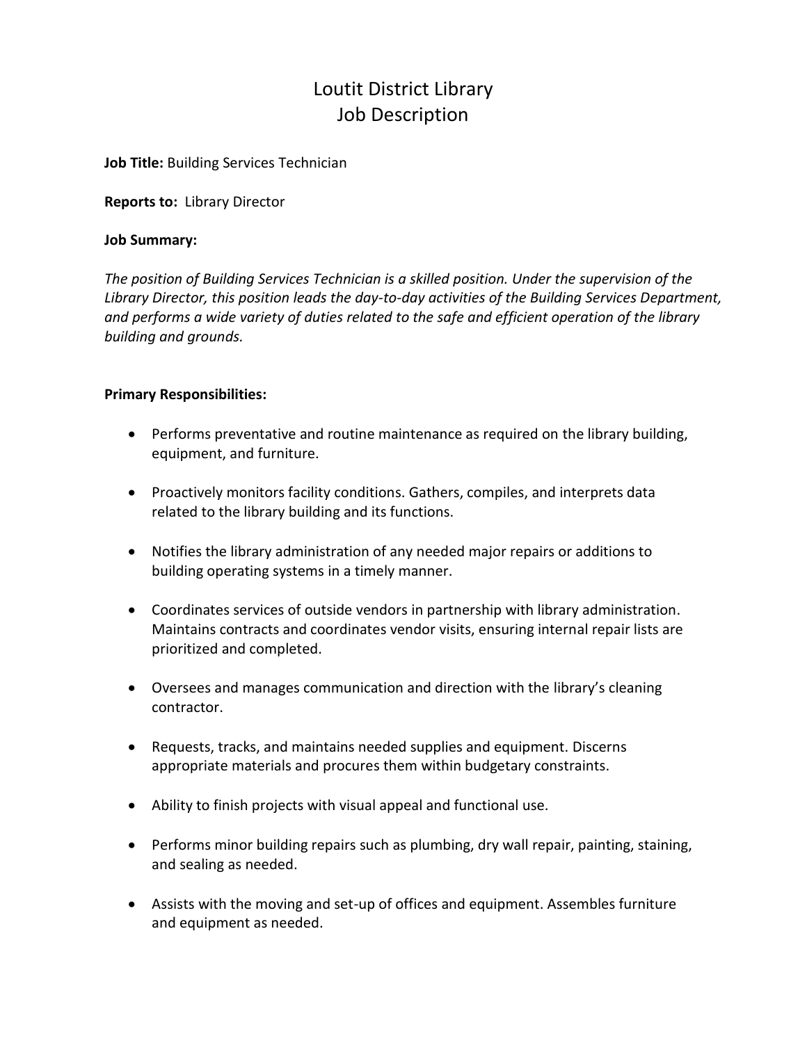# Loutit District Library
# Job Description

**Job Title:** Building Services Technician

**Reports to:** Library Director

**Job Summary:**

*The position of Building Services Technician is a skilled position. Under the supervision of the Library Director, this position leads the day-to-day activities of the Building Services Department, and performs a wide variety of duties related to the safe and efficient operation of the library building and grounds.*

**Primary Responsibilities:**

- Performs preventative and routine maintenance as required on the library building, equipment, and furniture.
- Proactively monitors facility conditions. Gathers, compiles, and interprets data related to the library building and its functions.
- Notifies the library administration of any needed major repairs or additions to building operating systems in a timely manner.
- Coordinates services of outside vendors in partnership with library administration. Maintains contracts and coordinates vendor visits, ensuring internal repair lists are prioritized and completed.
- Oversees and manages communication and direction with the library's cleaning contractor.
- Requests, tracks, and maintains needed supplies and equipment. Discerns appropriate materials and procures them within budgetary constraints.
- Ability to finish projects with visual appeal and functional use.
- Performs minor building repairs such as plumbing, dry wall repair, painting, staining, and sealing as needed.
- Assists with the moving and set-up of offices and equipment. Assembles furniture and equipment as needed.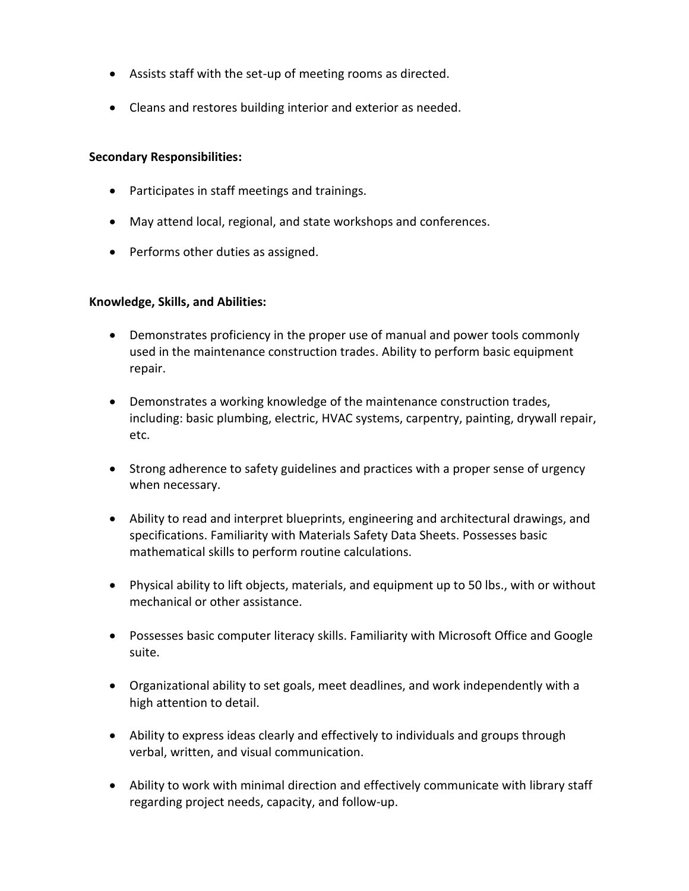- Assists staff with the set-up of meeting rooms as directed.
- Cleans and restores building interior and exterior as needed.

**Secondary Responsibilities:**

- Participates in staff meetings and trainings.
- May attend local, regional, and state workshops and conferences.
- Performs other duties as assigned.

**Knowledge, Skills, and Abilities:**

- Demonstrates proficiency in the proper use of manual and power tools commonly used in the maintenance construction trades. Ability to perform basic equipment repair.
- Demonstrates a working knowledge of the maintenance construction trades, including: basic plumbing, electric, HVAC systems, carpentry, painting, drywall repair, etc.
- Strong adherence to safety guidelines and practices with a proper sense of urgency when necessary.
- Ability to read and interpret blueprints, engineering and architectural drawings, and specifications. Familiarity with Materials Safety Data Sheets. Possesses basic mathematical skills to perform routine calculations.
- Physical ability to lift objects, materials, and equipment up to 50 lbs., with or without mechanical or other assistance.
- Possesses basic computer literacy skills. Familiarity with Microsoft Office and Google suite.
- Organizational ability to set goals, meet deadlines, and work independently with a high attention to detail.
- Ability to express ideas clearly and effectively to individuals and groups through verbal, written, and visual communication.
- Ability to work with minimal direction and effectively communicate with library staff regarding project needs, capacity, and follow-up.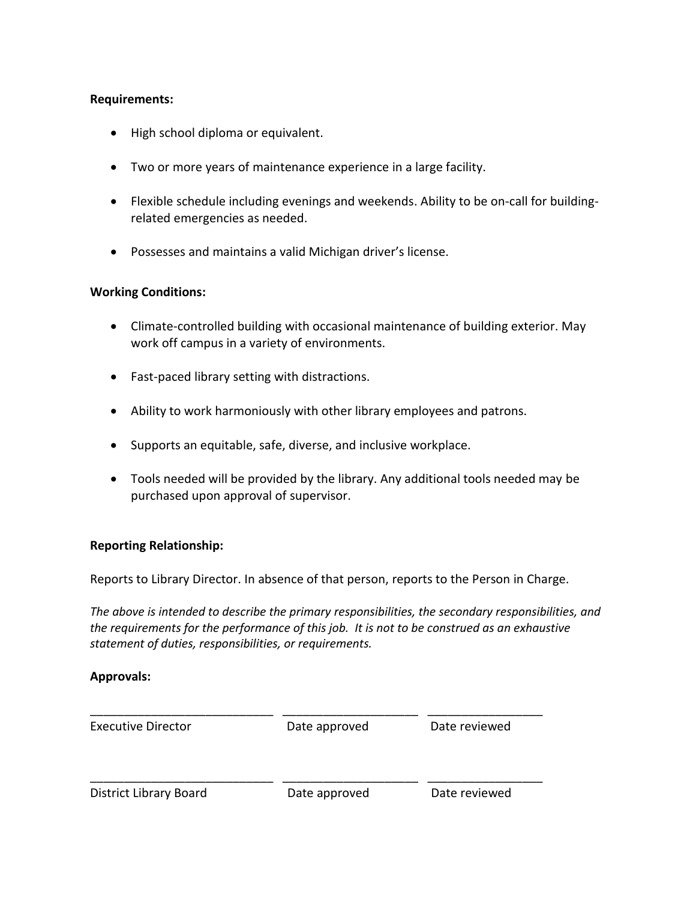**Requirements:**

- High school diploma or equivalent.
- Two or more years of maintenance experience in a large facility.
- Flexible schedule including evenings and weekends. Ability to be on-call for building-related emergencies as needed.
- Possesses and maintains a valid Michigan driver's license.

**Working Conditions:**

- Climate-controlled building with occasional maintenance of building exterior. May work off campus in a variety of environments.
- Fast-paced library setting with distractions.
- Ability to work harmoniously with other library employees and patrons.
- Supports an equitable, safe, diverse, and inclusive workplace.
- Tools needed will be provided by the library. Any additional tools needed may be purchased upon approval of supervisor.

**Reporting Relationship:**

Reports to Library Director. In absence of that person, reports to the Person in Charge.

*The above is intended to describe the primary responsibilities, the secondary responsibilities, and the requirements for the performance of this job. It is not to be construed as an exhaustive statement of duties, responsibilities, or requirements.*

**Approvals:**

___________________________ ____________________ _________________

Executive Director Date approved Date reviewed

___________________________ ____________________ _________________

District Library Board Date approved Date reviewed